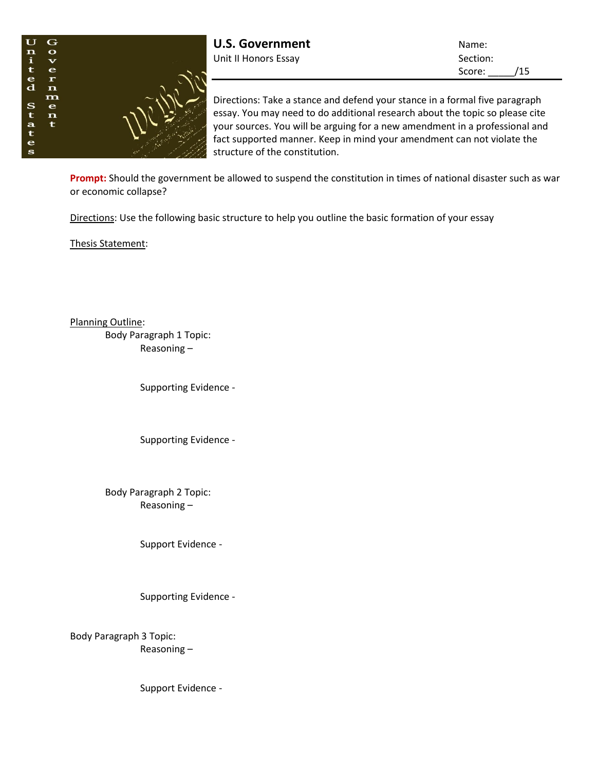**U.S. Government**
Unit II Honors Essay

Name:
Section:
Score: _____/15

Directions: Take a stance and defend your stance in a formal five paragraph essay. You may need to do additional research about the topic so please cite your sources. You will be arguing for a new amendment in a professional and fact supported manner. Keep in mind your amendment can not violate the structure of the constitution.

**Prompt:** Should the government be allowed to suspend the constitution in times of national disaster such as war or economic collapse?

Directions: Use the following basic structure to help you outline the basic formation of your essay

Thesis Statement:

Planning Outline:

- Body Paragraph 1 Topic:
  - Reasoning –
  - Supporting Evidence -
  - Supporting Evidence -
- Body Paragraph 2 Topic:
  - Reasoning –
  - Support Evidence -
  - Supporting Evidence -

Body Paragraph 3 Topic:

- Reasoning –
- Support Evidence -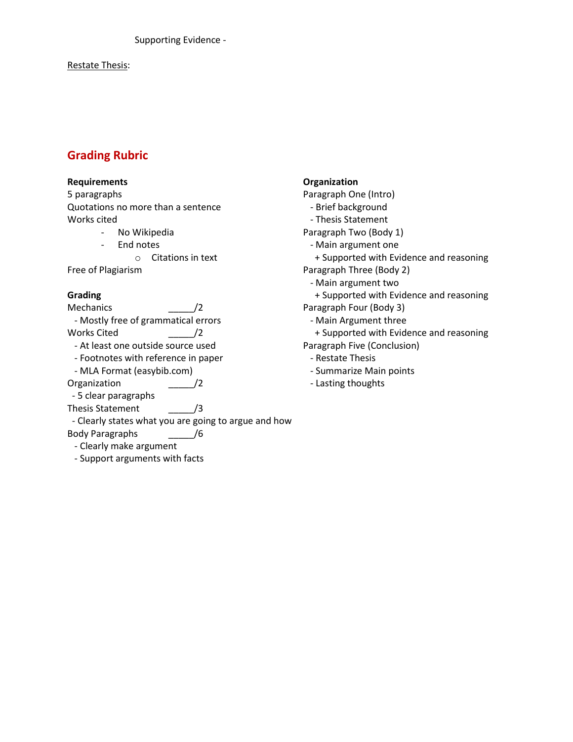Supporting Evidence -

Restate Thesis:

## Grading Rubric

**Requirements**

5 paragraphs

Quotations no more than a sentence

Works cited

- No Wikipedia
- End notes
  - Citations in text

Free of Plagiarism

**Grading**

Mechanics _____/2

- Mostly free of grammatical errors

Works Cited _____/2

- At least one outside source used
- Footnotes with reference in paper
- MLA Format (easybib.com)

Organization _____/2

- 5 clear paragraphs

Thesis Statement _____/3

- Clearly states what you are going to argue and how

Body Paragraphs _____/6

- Clearly make argument
- Support arguments with facts

**Organization**

Paragraph One (Intro)

- Brief background
- Thesis Statement

Paragraph Two (Body 1)

- Main argument one
  + Supported with Evidence and reasoning

Paragraph Three (Body 2)

- Main argument two
  + Supported with Evidence and reasoning

Paragraph Four (Body 3)

- Main Argument three
  + Supported with Evidence and reasoning

Paragraph Five (Conclusion)

- Restate Thesis
- Summarize Main points
- Lasting thoughts